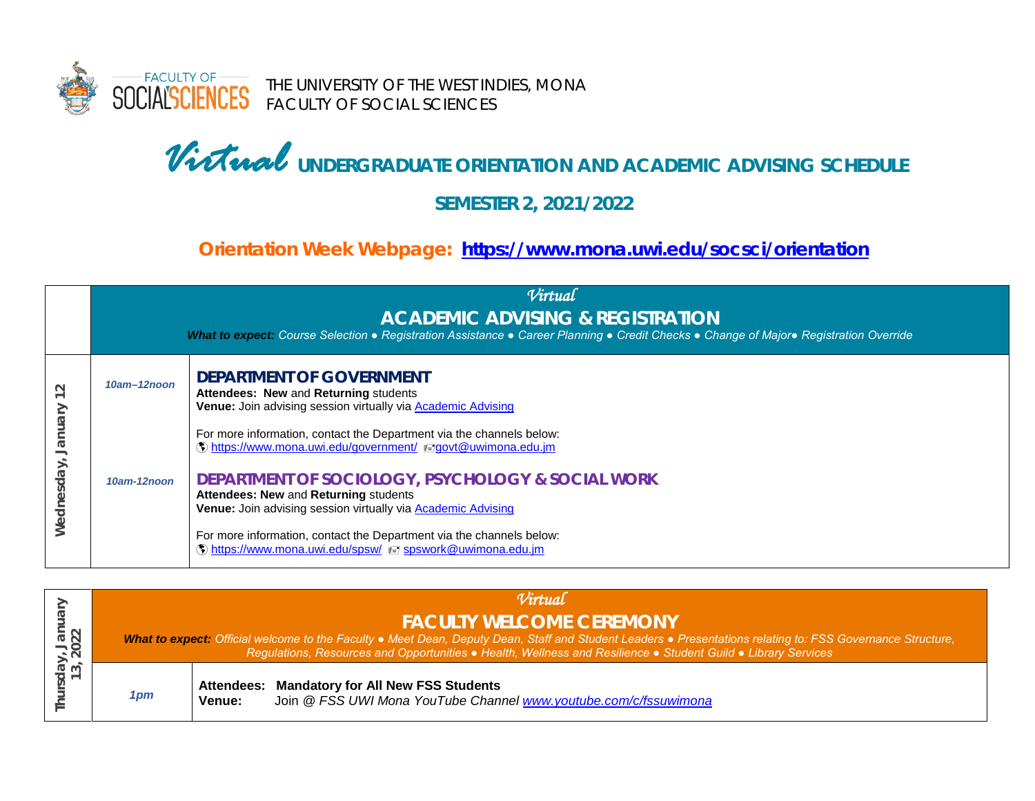THE UNIVERSITY OF THE WEST INDIES, MONA
FACULTY OF SOCIAL SCIENCES

# *Virtual* UNDERGRADUATE ORIENTATION AND ACADEMIC ADVISING SCHEDULE

## SEMESTER 2, 2021/2022

### Orientation Week Webpage: https://www.mona.uwi.edu/socsci/orientation

| | | *Virtual*<br>**ACADEMIC ADVISING & REGISTRATION**<br>***What to expect:*** *Course Selection ● Registration Assistance ● Career Planning ● Credit Checks ● Change of Major● Registration Override* |
|---|---|---|
| **Wednesday, January 12** | *10am–12noon* | **DEPARTMENT OF GOVERNMENT**<br>**Attendees: New** and **Returning** students<br>**Venue:** Join advising session virtually via Academic Advising<br><br>For more information, contact the Department via the channels below:<br>https://www.mona.uwi.edu/government/ govt@uwimona.edu.jm |
| | *10am-12noon* | **DEPARTMENT OF SOCIOLOGY, PSYCHOLOGY & SOCIAL WORK**<br>**Attendees: New** and **Returning** students<br>**Venue:** Join advising session virtually via Academic Advising<br><br>For more information, contact the Department via the channels below:<br>https://www.mona.uwi.edu/spsw/ spswork@uwimona.edu.jm |

| **Thursday, January 13, 2022** | *Virtual*<br>**FACULTY WELCOME CEREMONY**<br>***What to expect:*** *Official welcome to the Faculty ● Meet Dean, Deputy Dean, Staff and Student Leaders ● Presentations relating to: FSS Governance Structure, Regulations, Resources and Opportunities ● Health, Wellness and Resilience ● Student Guild ● Library Services* | |
|---|---|---|
| | *1pm* | **Attendees: Mandatory for All New FSS Students**<br>**Venue:** Join @ *FSS UWI Mona YouTube Channel www.youtube.com/c/fssuwimona* |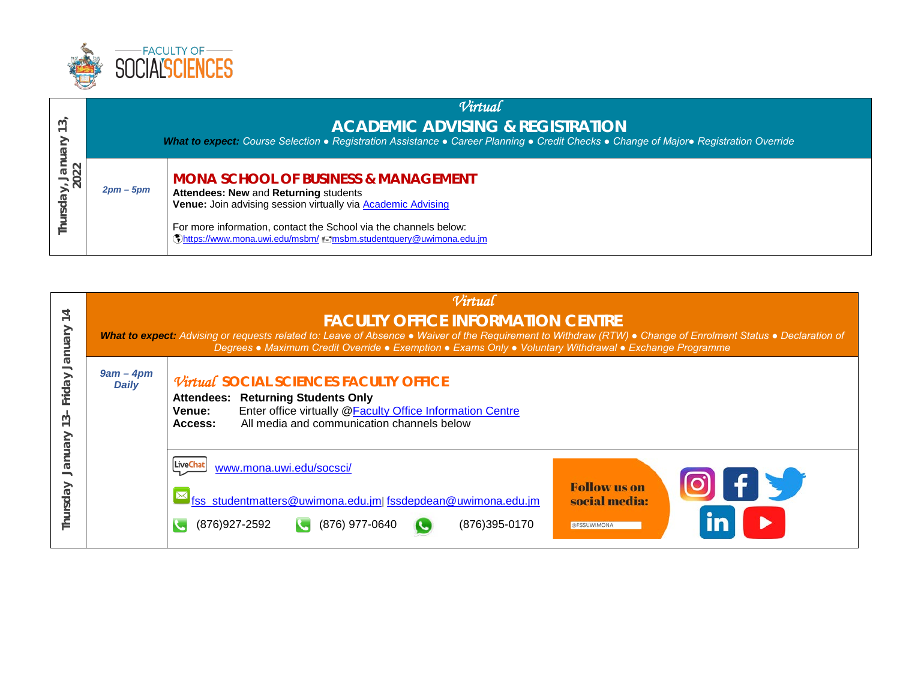FACULTY OF SOCIAL SCIENCES

| Thursday, January 13, 2022 | *Virtual* **ACADEMIC ADVISING & REGISTRATION** ***What to expect:*** *Course Selection ● Registration Assistance ● Career Planning ● Credit Checks ● Change of Major● Registration Override* | |
|---|---|---|
| | ***2pm – 5pm*** | **MONA SCHOOL OF BUSINESS & MANAGEMENT** <br> **Attendees: New** and **Returning** students <br> **Venue:** Join advising session virtually via Academic Advising <br><br> For more information, contact the School via the channels below: <br> https://www.mona.uwi.edu/msbm/ msbm.studentquery@uwimona.edu.jm |

| Thursday January 13- Friday January 14 | *Virtual* **FACULTY OFFICE INFORMATION CENTRE** ***What to expect:*** *Advising or requests related to: Leave of Absence ● Waiver of the Requirement to Withdraw (RTW) ● Change of Enrolment Status ● Declaration of Degrees ● Maximum Credit Override ● Exemption ● Exams Only ● Voluntary Withdrawal ● Exchange Programme* | |
|---|---|---|
| | ***9am – 4pm Daily*** | *Virtual* **SOCIAL SCIENCES FACULTY OFFICE** <br> **Attendees: Returning Students Only** <br> **Venue:** Enter office virtually @Faculty Office Information Centre <br> **Access:** All media and communication channels below |
| | | LiveChat www.mona.uwi.edu/socsci/ <br> fss_studentmatters@uwimona.edu.jm\| fssdepdean@uwimona.edu.jm <br> (876)927-2592 (876) 977-0640 (876)395-0170 <br> Follow us on social media: @FSSUWIMONA |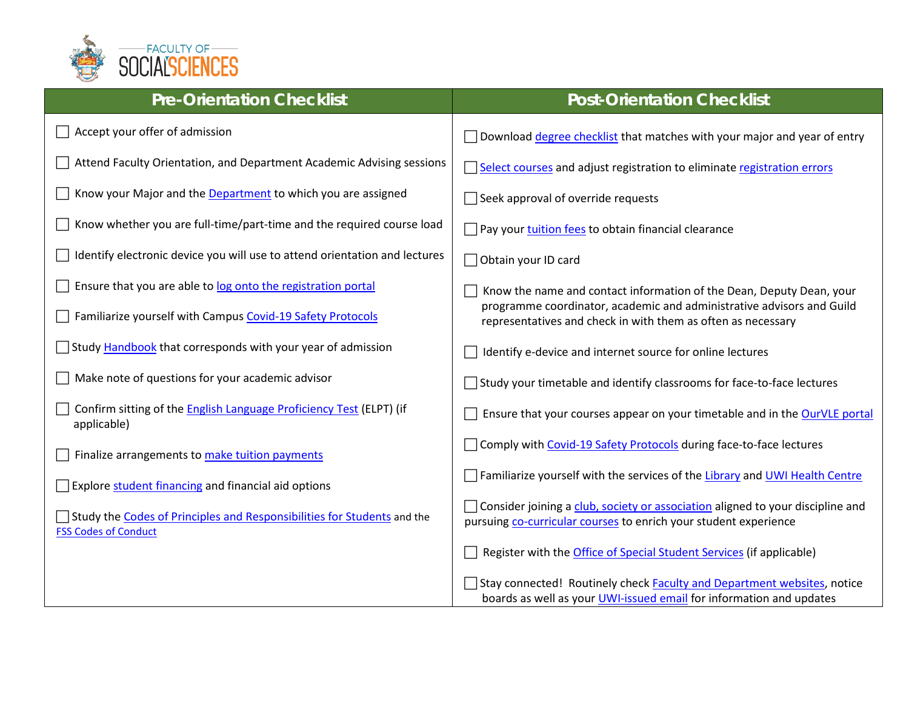FACULTY OF SOCIAL SCIENCES

| Pre-Orientation Checklist | Post-Orientation Checklist |
| --- | --- |
| ☐ Accept your offer of admission | ☐ Download degree checklist that matches with your major and year of entry |
| ☐ Attend Faculty Orientation, and Department Academic Advising sessions | ☐ Select courses and adjust registration to eliminate registration errors |
| ☐ Know your Major and the Department to which you are assigned | ☐ Seek approval of override requests |
| ☐ Know whether you are full-time/part-time and the required course load | ☐ Pay your tuition fees to obtain financial clearance |
| ☐ Identify electronic device you will use to attend orientation and lectures | ☐ Obtain your ID card |
| ☐ Ensure that you are able to log onto the registration portal | ☐ Know the name and contact information of the Dean, Deputy Dean, your programme coordinator, academic and administrative advisors and Guild representatives and check in with them as often as necessary |
| ☐ Familiarize yourself with Campus Covid-19 Safety Protocols | ☐ Identify e-device and internet source for online lectures |
| ☐ Study Handbook that corresponds with your year of admission | ☐ Study your timetable and identify classrooms for face-to-face lectures |
| ☐ Make note of questions for your academic advisor | ☐ Ensure that your courses appear on your timetable and in the OurVLE portal |
| ☐ Confirm sitting of the English Language Proficiency Test (ELPT) (if applicable) | ☐ Comply with Covid-19 Safety Protocols during face-to-face lectures |
| ☐ Finalize arrangements to make tuition payments | ☐ Familiarize yourself with the services of the Library and UWI Health Centre |
| ☐ Explore student financing and financial aid options | ☐ Consider joining a club, society or association aligned to your discipline and pursuing co-curricular courses to enrich your student experience |
| ☐ Study the Codes of Principles and Responsibilities for Students and the FSS Codes of Conduct | ☐ Register with the Office of Special Student Services (if applicable) |
| | ☐ Stay connected! Routinely check Faculty and Department websites, notice boards as well as your UWI-issued email for information and updates |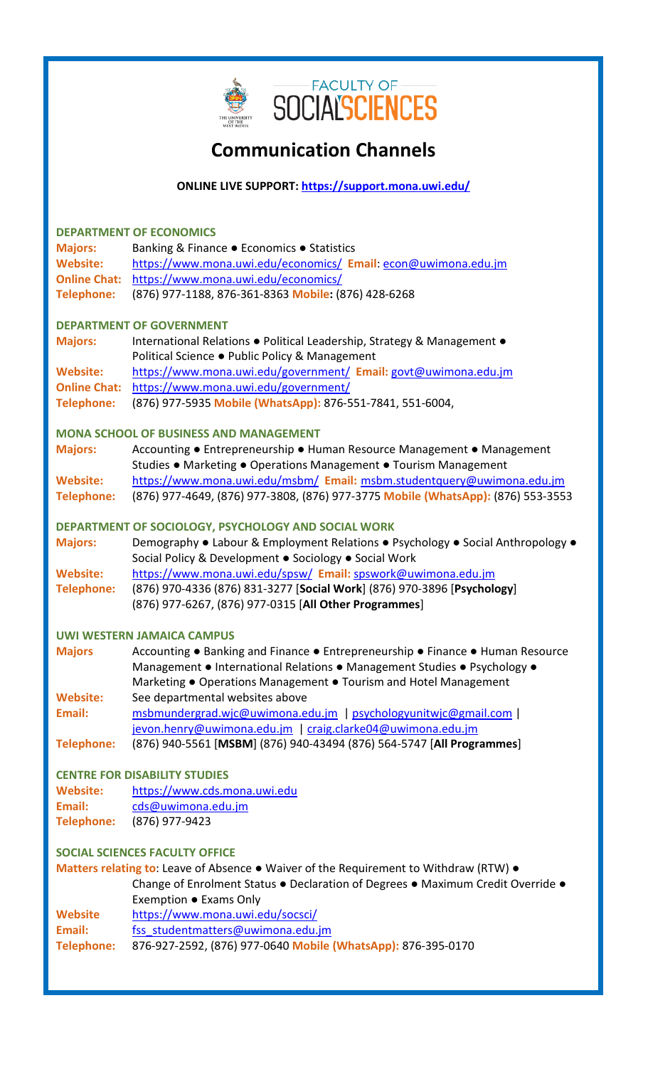# Communication Channels

**ONLINE LIVE SUPPORT: https://support.mona.uwi.edu/**

### DEPARTMENT OF ECONOMICS

**Majors:** Banking & Finance ● Economics ● Statistics
**Website:** https://www.mona.uwi.edu/economics/ **Email:** econ@uwimona.edu.jm
**Online Chat:** https://www.mona.uwi.edu/economics/
**Telephone:** (876) 977-1188, 876-361-8363 **Mobile:** (876) 428-6268

### DEPARTMENT OF GOVERNMENT

**Majors:** International Relations ● Political Leadership, Strategy & Management ● Political Science ● Public Policy & Management
**Website:** https://www.mona.uwi.edu/government/ **Email:** govt@uwimona.edu.jm
**Online Chat:** https://www.mona.uwi.edu/government/
**Telephone:** (876) 977-5935 **Mobile (WhatsApp):** 876-551-7841, 551-6004,

### MONA SCHOOL OF BUSINESS AND MANAGEMENT

**Majors:** Accounting ● Entrepreneurship ● Human Resource Management ● Management Studies ● Marketing ● Operations Management ● Tourism Management
**Website:** https://www.mona.uwi.edu/msbm/ **Email:** msbm.studentquery@uwimona.edu.jm
**Telephone:** (876) 977-4649, (876) 977-3808, (876) 977-3775 **Mobile (WhatsApp):** (876) 553-3553

### DEPARTMENT OF SOCIOLOGY, PSYCHOLOGY AND SOCIAL WORK

**Majors:** Demography ● Labour & Employment Relations ● Psychology ● Social Anthropology ● Social Policy & Development ● Sociology ● Social Work
**Website:** https://www.mona.uwi.edu/spsw/ **Email:** spswork@uwimona.edu.jm
**Telephone:** (876) 970-4336 (876) 831-3277 [**Social Work**] (876) 970-3896 [**Psychology**] (876) 977-6267, (876) 977-0315 [**All Other Programmes**]

### UWI WESTERN JAMAICA CAMPUS

**Majors** Accounting ● Banking and Finance ● Entrepreneurship ● Finance ● Human Resource Management ● International Relations ● Management Studies ● Psychology ● Marketing ● Operations Management ● Tourism and Hotel Management
**Website:** See departmental websites above
**Email:** msbmundergrad.wjc@uwimona.edu.jm | psychologyunitwjc@gmail.com | jevon.henry@uwimona.edu.jm | craig.clarke04@uwimona.edu.jm
**Telephone:** (876) 940-5561 [**MSBM**] (876) 940-43494 (876) 564-5747 [**All Programmes**]

### CENTRE FOR DISABILITY STUDIES

**Website:** https://www.cds.mona.uwi.edu
**Email:** cds@uwimona.edu.jm
**Telephone:** (876) 977-9423

### SOCIAL SCIENCES FACULTY OFFICE

**Matters relating to**: Leave of Absence ● Waiver of the Requirement to Withdraw (RTW) ● Change of Enrolment Status ● Declaration of Degrees ● Maximum Credit Override ● Exemption ● Exams Only
**Website** https://www.mona.uwi.edu/socsci/
**Email:** fss_studentmatters@uwimona.edu.jm
**Telephone:** 876-927-2592, (876) 977-0640 **Mobile (WhatsApp):** 876-395-0170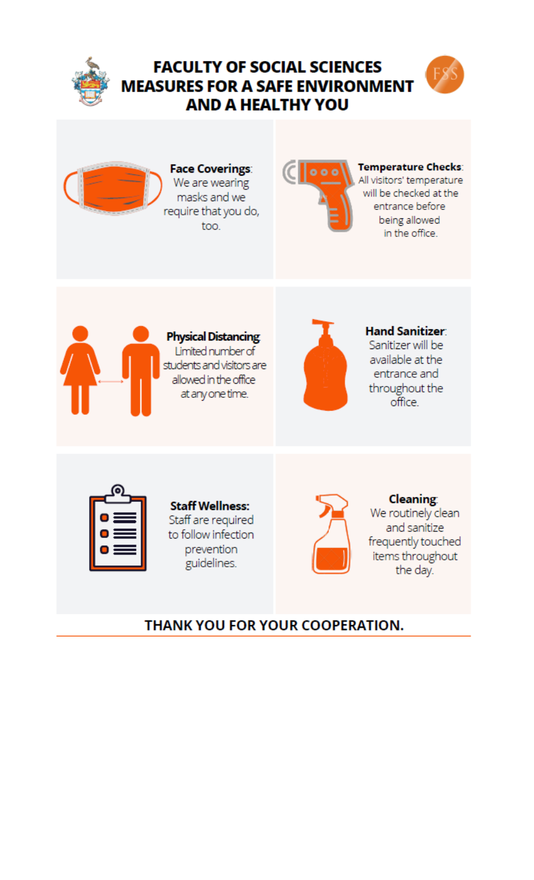# FACULTY OF SOCIAL SCIENCES MEASURES FOR A SAFE ENVIRONMENT AND A HEALTHY YOU

FSS

**Face Coverings**: We are wearing masks and we require that you do, too.

**Temperature Checks**: All visitors' temperature will be checked at the entrance before being allowed in the office.

**Physical Distancing**: Limited number of students and visitors are allowed in the office at any one time.

**Hand Sanitizer**: Sanitizer will be available at the entrance and throughout the office.

**Staff Wellness:** Staff are required to follow infection prevention guidelines.

**Cleaning**: We routinely clean and sanitize frequently touched items throughout the day.

**THANK YOU FOR YOUR COOPERATION.**